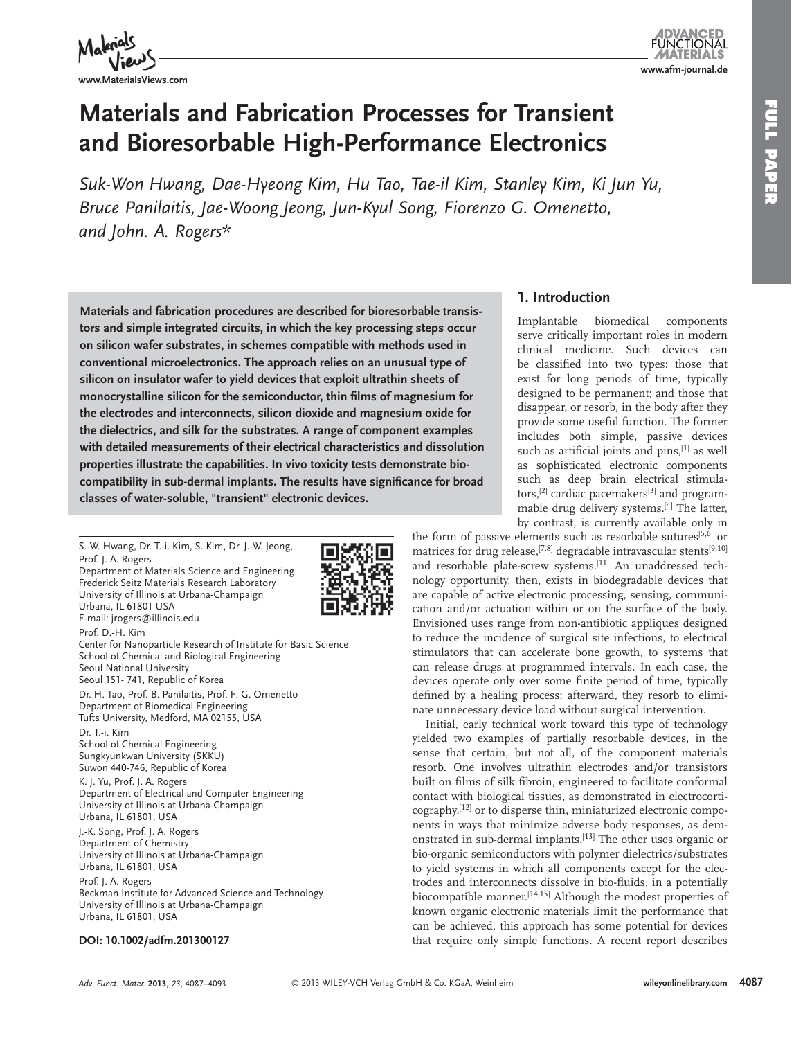# Materials and Fabrication Processes for Transient and Bioresorbable High-Performance Electronics

*Suk-Won Hwang, Dae-Hyeong Kim, Hu Tao, Tae-il Kim, Stanley Kim, Ki Jun Yu, Bruce Panilaitis, Jae-Woong Jeong, Jun-Kyul Song, Fiorenzo G. Omenetto, and John. A. Rogers\**

**Materials and fabrication procedures are described for bioresorbable transistors and simple integrated circuits, in which the key processing steps occur on silicon wafer substrates, in schemes compatible with methods used in conventional microelectronics. The approach relies on an unusual type of silicon on insulator wafer to yield devices that exploit ultrathin sheets of monocrystalline silicon for the semiconductor, thin films of magnesium for the electrodes and interconnects, silicon dioxide and magnesium oxide for the dielectrics, and silk for the substrates. A range of component examples with detailed measurements of their electrical characteristics and dissolution properties illustrate the capabilities. In vivo toxicity tests demonstrate biocompatibility in sub-dermal implants. The results have significance for broad classes of water-soluble, "transient" electronic devices.**

S.-W. Hwang, Dr. T.-i. Kim, S. Kim, Dr. J.-W. Jeong, Prof. J. A. Rogers
Department of Materials Science and Engineering
Frederick Seitz Materials Research Laboratory
University of Illinois at Urbana-Champaign
Urbana, IL 61801 USA
E-mail: jrogers@illinois.edu

Prof. D.-H. Kim
Center for Nanoparticle Research of Institute for Basic Science
School of Chemical and Biological Engineering
Seoul National University
Seoul 151- 741, Republic of Korea

Dr. H. Tao, Prof. B. Panilaitis, Prof. F. G. Omenetto
Department of Biomedical Engineering
Tufts University, Medford, MA 02155, USA

Dr. T.-i. Kim
School of Chemical Engineering
Sungkyunkwan University (SKKU)
Suwon 440-746, Republic of Korea

K. J. Yu, Prof. J. A. Rogers
Department of Electrical and Computer Engineering
University of Illinois at Urbana-Champaign
Urbana, IL 61801, USA

J.-K. Song, Prof. J. A. Rogers
Department of Chemistry
University of Illinois at Urbana-Champaign
Urbana, IL 61801, USA

Prof. J. A. Rogers
Beckman Institute for Advanced Science and Technology
University of Illinois at Urbana-Champaign
Urbana, IL 61801, USA

**DOI: 10.1002/adfm.201300127**

## 1. Introduction

Implantable biomedical components serve critically important roles in modern clinical medicine. Such devices can be classified into two types: those that exist for long periods of time, typically designed to be permanent; and those that disappear, or resorb, in the body after they provide some useful function. The former includes both simple, passive devices such as artificial joints and pins,[1] as well as sophisticated electronic components such as deep brain electrical stimulators,[2] cardiac pacemakers[3] and programmable drug delivery systems.[4] The latter, by contrast, is currently available only in the form of passive elements such as resorbable sutures[5,6] or matrices for drug release,[7,8] degradable intravascular stents[9,10] and resorbable plate-screw systems.[11] An unaddressed technology opportunity, then, exists in biodegradable devices that are capable of active electronic processing, sensing, communication and/or actuation within or on the surface of the body. Envisioned uses range from non-antibiotic appliques designed to reduce the incidence of surgical site infections, to electrical stimulators that can accelerate bone growth, to systems that can release drugs at programmed intervals. In each case, the devices operate only over some finite period of time, typically defined by a healing process; afterward, they resorb to eliminate unnecessary device load without surgical intervention.

Initial, early technical work toward this type of technology yielded two examples of partially resorbable devices, in the sense that certain, but not all, of the component materials resorb. One involves ultrathin electrodes and/or transistors built on films of silk fibroin, engineered to facilitate conformal contact with biological tissues, as demonstrated in electrocorticography,[12] or to disperse thin, miniaturized electronic components in ways that minimize adverse body responses, as demonstrated in sub-dermal implants.[13] The other uses organic or bio-organic semiconductors with polymer dielectrics/substrates to yield systems in which all components except for the electrodes and interconnects dissolve in bio-fluids, in a potentially biocompatible manner.[14,15] Although the modest properties of known organic electronic materials limit the performance that can be achieved, this approach has some potential for devices that require only simple functions. A recent report describes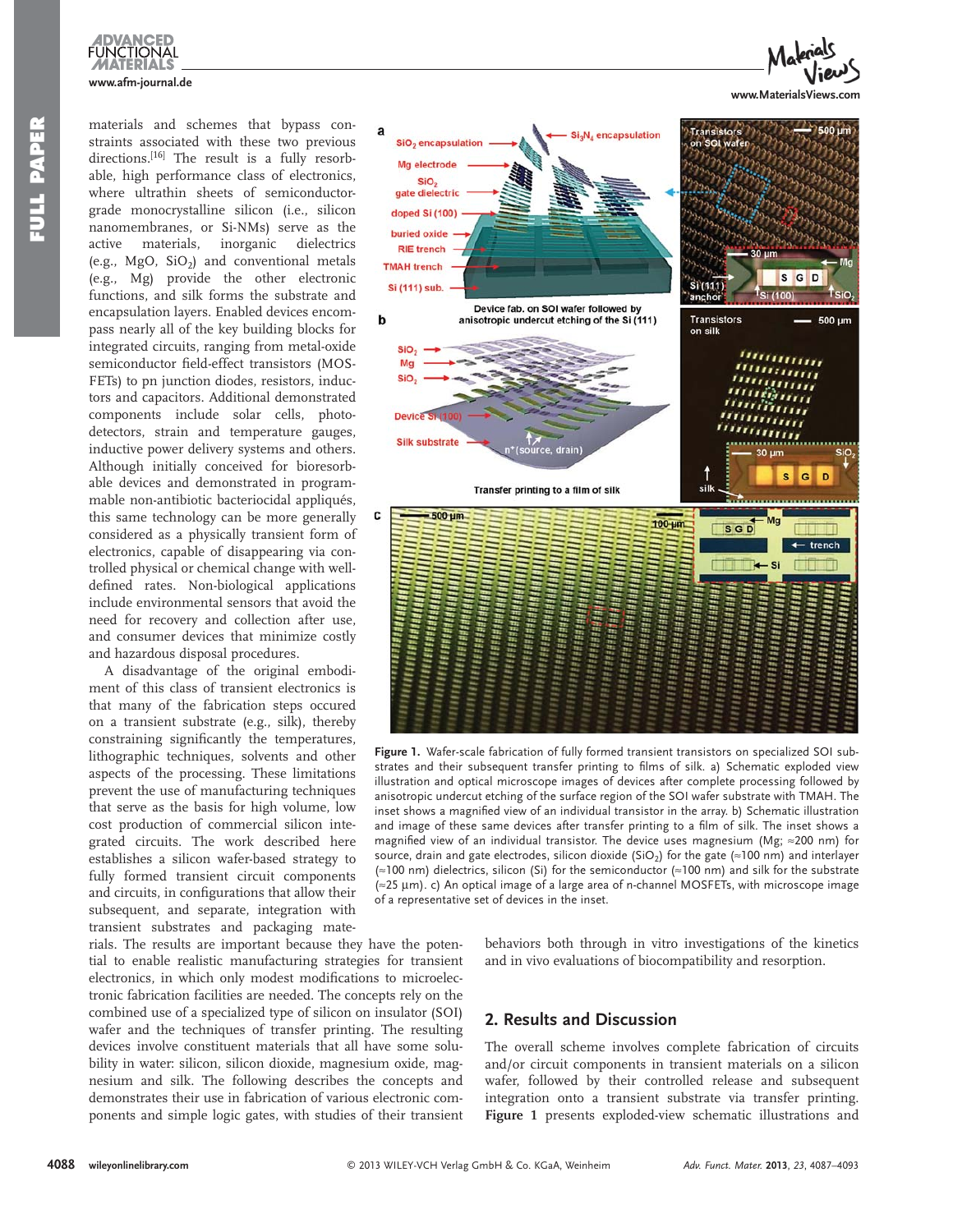materials and schemes that bypass constraints associated with these two previous directions.[16] The result is a fully resorbable, high performance class of electronics, where ultrathin sheets of semiconductor-grade monocrystalline silicon (i.e., silicon nanomembranes, or Si-NMs) serve as the active materials, inorganic dielectrics (e.g., MgO, $SiO_2$) and conventional metals (e.g., Mg) provide the other electronic functions, and silk forms the substrate and encapsulation layers. Enabled devices encompass nearly all of the key building blocks for integrated circuits, ranging from metal-oxide semiconductor field-effect transistors (MOSFETs) to pn junction diodes, resistors, inductors and capacitors. Additional demonstrated components include solar cells, photodetectors, strain and temperature gauges, inductive power delivery systems and others. Although initially conceived for bioresorbable devices and demonstrated in programmable non-antibiotic bacteriocidal appliqués, this same technology can be more generally considered as a physically transient form of electronics, capable of disappearing via controlled physical or chemical change with well-defined rates. Non-biological applications include environmental sensors that avoid the need for recovery and collection after use, and consumer devices that minimize costly and hazardous disposal procedures.

A disadvantage of the original embodiment of this class of transient electronics is that many of the fabrication steps occured on a transient substrate (e.g., silk), thereby constraining significantly the temperatures, lithographic techniques, solvents and other aspects of the processing. These limitations prevent the use of manufacturing techniques that serve as the basis for high volume, low cost production of commercial silicon integrated circuits. The work described here establishes a silicon wafer-based strategy to fully formed transient circuit components and circuits, in configurations that allow their subsequent, and separate, integration with transient substrates and packaging materials. The results are important because they have the potential to enable realistic manufacturing strategies for transient electronics, in which only modest modifications to microelectronic fabrication facilities are needed. The concepts rely on the combined use of a specialized type of silicon on insulator (SOI) wafer and the techniques of transfer printing. The resulting devices involve constituent materials that all have some solubility in water: silicon, silicon dioxide, magnesium oxide, magnesium and silk. The following describes the concepts and demonstrates their use in fabrication of various electronic components and simple logic gates, with studies of their transient behaviors both through in vitro investigations of the kinetics and in vivo evaluations of biocompatibility and resorption.

**Figure 1.** Wafer-scale fabrication of fully formed transient transistors on specialized SOI substrates and their subsequent transfer printing to films of silk. a) Schematic exploded view illustration and optical microscope images of devices after complete processing followed by anisotropic undercut etching of the surface region of the SOI wafer substrate with TMAH. The inset shows a magnified view of an individual transistor in the array. b) Schematic illustration and image of these same devices after transfer printing to a film of silk. The inset shows a magnified view of an individual transistor. The device uses magnesium (Mg; ≈200 nm) for source, drain and gate electrodes, silicon dioxide ($SiO_2$) for the gate (≈100 nm) and interlayer (≈100 nm) dielectrics, silicon (Si) for the semiconductor (≈100 nm) and silk for the substrate (≈25 µm). c) An optical image of a large area of n-channel MOSFETs, with microscope image of a representative set of devices in the inset.

## 2. Results and Discussion

The overall scheme involves complete fabrication of circuits and/or circuit components in transient materials on a silicon wafer, followed by their controlled release and subsequent integration onto a transient substrate via transfer printing. **Figure 1** presents exploded-view schematic illustrations and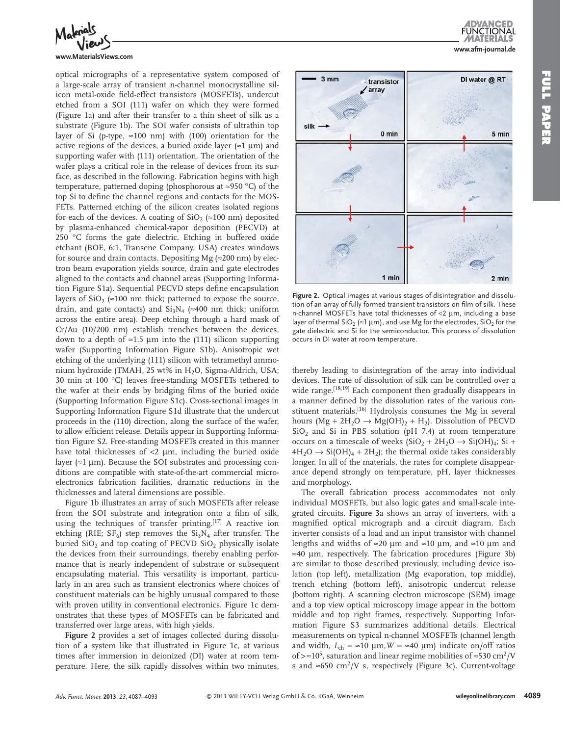optical micrographs of a representative system composed of a large-scale array of transient n-channel monocrystalline silicon metal-oxide field-effect transistors (MOSFETs), undercut etched from a SOI (111) wafer on which they were formed (Figure 1a) and after their transfer to a thin sheet of silk as a substrate (Figure 1b). The SOI wafer consists of ultrathin top layer of Si (p-type, ≈100 nm) with (100) orientation for the active regions of the devices, a buried oxide layer (≈1 µm) and supporting wafer with (111) orientation. The orientation of the wafer plays a critical role in the release of devices from its surface, as described in the following. Fabrication begins with high temperature, patterned doping (phosphorous at ≈950 °C) of the top Si to define the channel regions and contacts for the MOSFETs. Patterned etching of the silicon creates isolated regions for each of the devices. A coating of $SiO_2$ (≈100 nm) deposited by plasma-enhanced chemical-vapor deposition (PECVD) at 250 °C forms the gate dielectric. Etching in buffered oxide etchant (BOE, 6:1, Transene Company, USA) creates windows for source and drain contacts. Depositing Mg (≈200 nm) by electron beam evaporation yields source, drain and gate electrodes aligned to the contacts and channel areas (Supporting Information Figure S1a). Sequential PECVD steps define encapsulation layers of $SiO_2$ (≈100 nm thick; patterned to expose the source, drain, and gate contacts) and $Si_3N_4$ (≈400 nm thick; uniform across the entire area). Deep etching through a hard mask of Cr/Au (10/200 nm) establish trenches between the devices, down to a depth of ≈1.5 µm into the (111) silicon supporting wafer (Supporting Information Figure S1b). Anisotropic wet etching of the underlying (111) silicon with tetramethyl ammonium hydroxide (TMAH, 25 wt% in $H_2O$, Sigma-Aldrich, USA; 30 min at 100 °C) leaves free-standing MOSFETs tethered to the wafer at their ends by bridging films of the buried oxide (Supporting Information Figure S1c). Cross-sectional images in Supporting Information Figure S1d illustrate that the undercut proceeds in the (110) direction, along the surface of the wafer, to allow efficient release. Details appear in Supporting Information Figure S2. Free-standing MOSFETs created in this manner have total thicknesses of <2 µm, including the buried oxide layer (≈1 µm). Because the SOI substrates and processing conditions are compatible with state-of-the-art commercial microelectronics fabrication facilities, dramatic reductions in the thicknesses and lateral dimensions are possible.

Figure 1b illustrates an array of such MOSFETs after release from the SOI substrate and integration onto a film of silk, using the techniques of transfer printing.[17] A reactive ion etching (RIE; $SF_6$) step removes the $Si_3N_4$ after transfer. The buried $SiO_2$ and top coating of PECVD $SiO_2$ physically isolate the devices from their surroundings, thereby enabling performance that is nearly independent of substrate or subsequent encapsulating material. This versatility is important, particularly in an area such as transient electronics where choices of constituent materials can be highly unusual compared to those with proven utility in conventional electronics. Figure 1c demonstrates that these types of MOSFETs can be fabricated and transferred over large areas, with high yields.

**Figure 2** provides a set of images collected during dissolution of a system like that illustrated in Figure 1c, at various times after immersion in deionized (DI) water at room temperature. Here, the silk rapidly dissolves within two minutes, thereby leading to disintegration of the array into individual devices. The rate of dissolution of silk can be controlled over a wide range.[18,19] Each component then gradually disappears in a manner defined by the dissolution rates of the various constituent materials.[16] Hydrolysis consumes the Mg in several hours ($Mg + 2H_2O \rightarrow Mg(OH)_2 + H_2$). Dissolution of PECVD $SiO_2$ and Si in PBS solution (pH 7.4) at room temperature occurs on a timescale of weeks ($SiO_2 + 2H_2O \rightarrow Si(OH)_4$; $Si + 4H_2O \rightarrow Si(OH)_4 + 2H_2$); the thermal oxide takes considerably longer. In all of the materials, the rates for complete disappearance depend strongly on temperature, pH, layer thicknesses and morphology.

**Figure 2.** Optical images at various stages of disintegration and dissolution of an array of fully formed transient transistors on film of silk. These n-channel MOSFETs have total thicknesses of <2 µm, including a base layer of thermal $SiO_2$ (≈1 µm), and use Mg for the electrodes, $SiO_2$ for the gate dielectric and Si for the semiconductor. This process of dissolution occurs in DI water at room temperature.

The overall fabrication process accommodates not only individual MOSFETs, but also logic gates and small-scale integrated circuits. **Figure 3**a shows an array of inverters, with a magnified optical micrograph and a circuit diagram. Each inverter consists of a load and an input transistor with channel lengths and widths of ≈20 µm and ≈10 µm, and ≈10 µm and ≈40 µm, respectively. The fabrication procedures (Figure 3b) are similar to those described previously, including device isolation (top left), metallization (Mg evaporation, top middle), trench etching (bottom left), anisotropic undercut release (bottom right). A scanning electron microscope (SEM) image and a top view optical microscopy image appear in the bottom middle and top right frames, respectively. Supporting Information Figure S3 summarizes additional details. Electrical measurements on typical n-channel MOSFETs (channel length and width, $L_{ch}$ = ≈10 µm, $W$ = ≈40 µm) indicate on/off ratios of >≈$10^5$, saturation and linear regime mobilities of ≈530 $cm^2/V$ s and ≈650 $cm^2/V$ s, respectively (Figure 3c). Current-voltage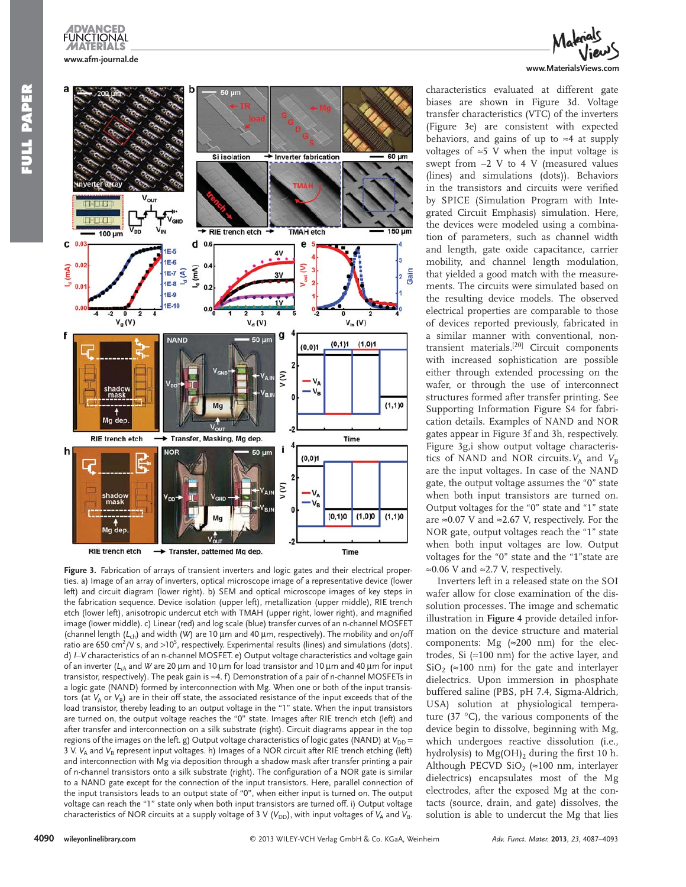characteristics evaluated at different gate biases are shown in Figure 3d. Voltage transfer characteristics (VTC) of the inverters (Figure 3e) are consistent with expected behaviors, and gains of up to ≈4 at supply voltages of ≈5 V when the input voltage is swept from −2 V to 4 V (measured values (lines) and simulations (dots)). Behaviors in the transistors and circuits were verified by SPICE (Simulation Program with Integrated Circuit Emphasis) simulation. Here, the devices were modeled using a combination of parameters, such as channel width and length, gate oxide capacitance, carrier mobility, and channel length modulation, that yielded a good match with the measurements. The circuits were simulated based on the resulting device models. The observed electrical properties are comparable to those of devices reported previously, fabricated in a similar manner with conventional, non-transient materials.[20] Circuit components with increased sophistication are possible either through extended processing on the wafer, or through the use of interconnect structures formed after transfer printing. See Supporting Information Figure S4 for fabrication details. Examples of NAND and NOR gates appear in Figure 3f and 3h, respectively. Figure 3g,i show output voltage characteristics of NAND and NOR circuits. $V_A$ and $V_B$ are the input voltages. In case of the NAND gate, the output voltage assumes the "0" state when both input transistors are turned on. Output voltages for the "0" state and "1" state are ≈0.07 V and ≈2.67 V, respectively. For the NOR gate, output voltages reach the "1" state when both input voltages are low. Output voltages for the "0" state and the "1" state are ≈0.06 V and ≈2.7 V, respectively.

Inverters left in a released state on the SOI wafer allow for close examination of the dissolution processes. The image and schematic illustration in **Figure 4** provide detailed information on the device structure and material components: Mg (≈200 nm) for the electrodes, Si (≈100 nm) for the active layer, and $SiO_2$ (≈100 nm) for the gate and interlayer dielectrics. Upon immersion in phosphate buffered saline (PBS, pH 7.4, Sigma-Aldrich, USA) solution at physiological temperature (37 °C), the various components of the device begin to dissolve, beginning with Mg, which undergoes reactive dissolution (i.e., hydrolysis) to $Mg(OH)_2$ during the first 10 h. Although PECVD $SiO_2$ (≈100 nm, interlayer dielectrics) encapsulates most of the Mg electrodes, after the exposed Mg at the contacts (source, drain, and gate) dissolves, the solution is able to undercut the Mg that lies

**Figure 3.** Fabrication of arrays of transient inverters and logic gates and their electrical properties. a) Image of an array of inverters, optical microscope image of a representative device (lower left) and circuit diagram (lower right). b) SEM and optical microscope images of key steps in the fabrication sequence. Device isolation (upper left), metallization (upper middle), RIE trench etch (lower left), anisotropic undercut etch with TMAH (upper right, lower right), and magnified image (lower middle). c) Linear (red) and log scale (blue) transfer curves of an n-channel MOSFET (channel length ($L_{ch}$) and width ($W$) are 10 µm and 40 µm, respectively). The mobility and on/off ratio are 650 $cm^2$/V s, and >10[5], respectively. Experimental results (lines) and simulations (dots). d) $I$–$V$ characteristics of an n-channel MOSFET. e) Output voltage characteristics and voltage gain of an inverter ($L_{ch}$ and $W$ are 20 µm and 10 µm for load transistor and 10 µm and 40 µm for input transistor, respectively). The peak gain is ≈4. f) Demonstration of a pair of n-channel MOSFETs in a logic gate (NAND) formed by interconnection with Mg. When one or both of the input transistors (at $V_A$ or $V_B$) are in their off state, the associated resistance of the input exceeds that of the load transistor, thereby leading to an output voltage in the "1" state. When the input transistors are turned on, the output voltage reaches the "0" state. Images after RIE trench etch (left) and after transfer and interconnection on a silk substrate (right). Circuit diagrams appear in the top regions of the images on the left. g) Output voltage characteristics of logic gates (NAND) at $V_{DD}$ = 3 V. $V_A$ and $V_B$ represent input voltages. h) Images of a NOR circuit after RIE trench etching (left) and interconnection with Mg via deposition through a shadow mask after transfer printing a pair of n-channel transistors onto a silk substrate (right). The configuration of a NOR gate is similar to a NAND gate except for the connection of the input transistors. Here, parallel connection of the input transistors leads to an output state of "0", when either input is turned on. The output voltage can reach the "1" state only when both input transistors are turned off. i) Output voltage characteristics of NOR circuits at a supply voltage of 3 V ($V_{DD}$), with input voltages of $V_A$ and $V_B$.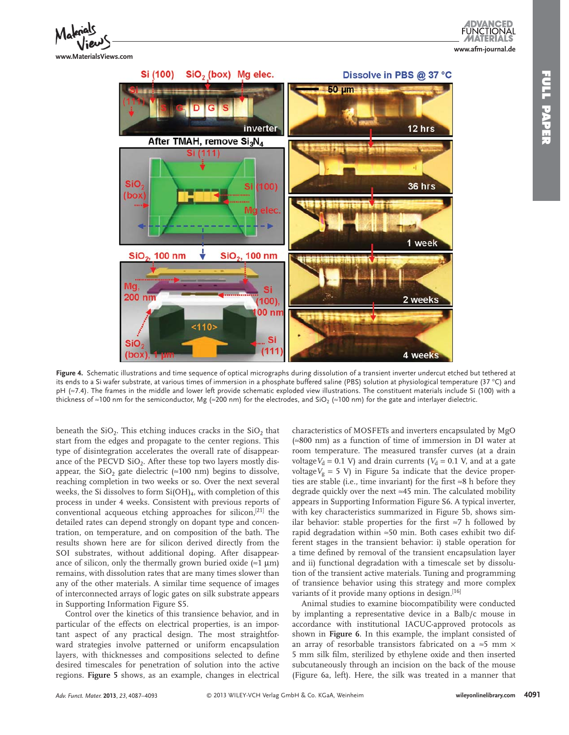**Figure 4.** Schematic illustrations and time sequence of optical micrographs during dissolution of a transient inverter undercut etched but tethered at its ends to a Si wafer substrate, at various times of immersion in a phosphate buffered saline (PBS) solution at physiological temperature (37 °C) and pH (≈7.4). The frames in the middle and lower left provide schematic exploded view illustrations. The constituent materials include Si (100) with a thickness of ≈100 nm for the semiconductor, Mg (≈200 nm) for the electrodes, and $SiO_2$ (≈100 nm) for the gate and interlayer dielectric.

beneath the $SiO_2$. This etching induces cracks in the $SiO_2$ that start from the edges and propagate to the center regions. This type of disintegration accelerates the overall rate of disappearance of the PECVD $SiO_2$. After these top two layers mostly disappear, the $SiO_2$ gate dielectric (≈100 nm) begins to dissolve, reaching completion in two weeks or so. Over the next several weeks, the Si dissolves to form $Si(OH)_4$, with completion of this process in under 4 weeks. Consistent with previous reports of conventional acqueous etching approaches for silicon,[21] the detailed rates can depend strongly on dopant type and concentration, on temperature, and on composition of the bath. The results shown here are for silicon derived directly from the SOI substrates, without additional doping. After disappearance of silicon, only the thermally grown buried oxide (≈1 μm) remains, with dissolution rates that are many times slower than any of the other materials. A similar time sequence of images of interconnected arrays of logic gates on silk substrate appears in Supporting Information Figure S5.

Control over the kinetics of this transience behavior, and in particular of the effects on electrical properties, is an important aspect of any practical design. The most straightforward strategies involve patterned or uniform encapsulation layers, with thicknesses and compositions selected to define desired timescales for penetration of solution into the active regions. **Figure 5** shows, as an example, changes in electrical characteristics of MOSFETs and inverters encapsulated by MgO (≈800 nm) as a function of time of immersion in DI water at room temperature. The measured transfer curves (at a drain voltage $V_d$ = 0.1 V) and drain currents ($V_d$ = 0.1 V, and at a gate voltage $V_g$ = 5 V) in Figure 5a indicate that the device properties are stable (i.e., time invariant) for the first ≈8 h before they degrade quickly over the next ≈45 min. The calculated mobility appears in Supporting Information Figure S6. A typical inverter, with key characteristics summarized in Figure 5b, shows similar behavior: stable properties for the first ≈7 h followed by rapid degradation within ≈50 min. Both cases exhibit two different stages in the transient behavior: i) stable operation for a time defined by removal of the transient encapsulation layer and ii) functional degradation with a timescale set by dissolution of the transient active materials. Tuning and programming of transience behavior using this strategy and more complex variants of it provide many options in design.[16]

Animal studies to examine biocompatibility were conducted by implanting a representative device in a Balb/c mouse in accordance with institutional IACUC-approved protocols as shown in **Figure 6**. In this example, the implant consisted of an array of resorbable transistors fabricated on a ≈5 mm × 5 mm silk film, sterilized by ethylene oxide and then inserted subcutaneously through an incision on the back of the mouse (Figure 6a, left). Here, the silk was treated in a manner that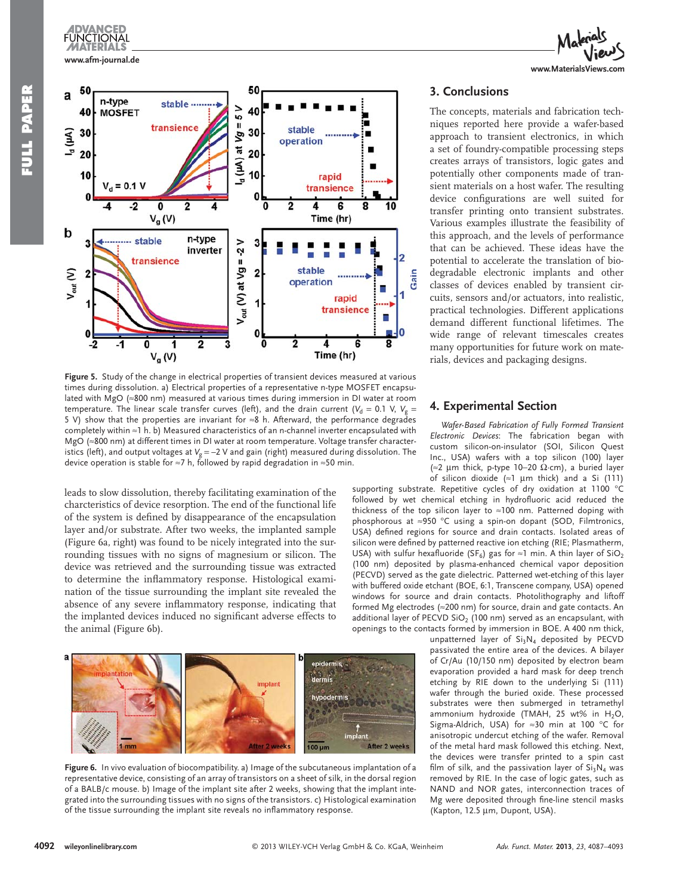Figure 5. Study of the change in electrical properties of transient devices measured at various times during dissolution. a) Electrical properties of a representative n-type MOSFET encapsulated with MgO (≈800 nm) measured at various times during immersion in DI water at room temperature. The linear scale transfer curves (left), and the drain current ($V_d$ = 0.1 V, $V_g$ = 5 V) show that the properties are invariant for ≈8 h. Afterward, the performance degrades completely within ≈1 h. b) Measured characteristics of an n-channel inverter encapsulated with MgO (≈800 nm) at different times in DI water at room temperature. Voltage transfer characteristics (left), and output voltages at $V_g$ = −2 V and gain (right) measured during dissolution. The device operation is stable for ≈7 h, followed by rapid degradation in ≈50 min.

leads to slow dissolution, thereby facilitating examination of the charcteristics of device resorption. The end of the functional life of the system is defined by disappearance of the encapsulation layer and/or substrate. After two weeks, the implanted sample (Figure 6a, right) was found to be nicely integrated into the surrounding tissues with no signs of magnesium or silicon. The device was retrieved and the surrounding tissue was extracted to determine the inflammatory response. Histological examination of the tissue surrounding the implant site revealed the absence of any severe inflammatory response, indicating that the implanted devices induced no significant adverse effects to the animal (Figure 6b).

Figure 6. In vivo evaluation of biocompatibility. a) Image of the subcutaneous implantation of a representative device, consisting of an array of transistors on a sheet of silk, in the dorsal region of a BALB/c mouse. b) Image of the implant site after 2 weeks, showing that the implant integrated into the surrounding tissues with no signs of the transistors. c) Histological examination of the tissue surrounding the implant site reveals no inflammatory response.

## 3. Conclusions

The concepts, materials and fabrication techniques reported here provide a wafer-based approach to transient electronics, in which a set of foundry-compatible processing steps creates arrays of transistors, logic gates and potentially other components made of transient materials on a host wafer. The resulting device configurations are well suited for transfer printing onto transient substrates. Various examples illustrate the feasibility of this approach, and the levels of performance that can be achieved. These ideas have the potential to accelerate the translation of biodegradable electronic implants and other classes of devices enabled by transient circuits, sensors and/or actuators, into realistic, practical technologies. Different applications demand different functional lifetimes. The wide range of relevant timescales creates many opportunities for future work on materials, devices and packaging designs.

## 4. Experimental Section

*Wafer-Based Fabrication of Fully Formed Transient Electronic Devices*: The fabrication began with custom silicon-on-insulator (SOI, Silicon Quest Inc., USA) wafers with a top silicon (100) layer (≈2 µm thick, p-type 10–20 Ω·cm), a buried layer of silicon dioxide (≈1 µm thick) and a Si (111) supporting substrate. Repetitive cycles of dry oxidation at 1100 °C followed by wet chemical etching in hydrofluoric acid reduced the thickness of the top silicon layer to ≈100 nm. Patterned doping with phosphorous at ≈950 °C using a spin-on dopant (SOD, Filmtronics, USA) defined regions for source and drain contacts. Isolated areas of silicon were defined by patterned reactive ion etching (RIE; Plasmatherm, USA) with sulfur hexafluoride ($SF_6$) gas for ≈1 min. A thin layer of $SiO_2$ (100 nm) deposited by plasma-enhanced chemical vapor deposition (PECVD) served as the gate dielectric. Patterned wet-etching of this layer with buffered oxide etchant (BOE, 6:1, Transcene company, USA) opened windows for source and drain contacts. Photolithography and liftoff formed Mg electrodes (≈200 nm) for source, drain and gate contacts. An additional layer of PECVD $SiO_2$ (100 nm) served as an encapsulant, with openings to the contacts formed by immersion in BOE. A 400 nm thick, unpatterned layer of $Si_3N_4$ deposited by PECVD passivated the entire area of the devices. A bilayer of Cr/Au (10/150 nm) deposited by electron beam evaporation provided a hard mask for deep trench etching by RIE down to the underlying Si (111) wafer through the buried oxide. These processed substrates were then submerged in tetramethyl ammonium hydroxide (TMAH, 25 wt% in $H_2O$, Sigma-Aldrich, USA) for ≈30 min at 100 °C for anisotropic undercut etching of the wafer. Removal of the metal hard mask followed this etching. Next, the devices were transfer printed to a spin cast film of silk, and the passivation layer of $Si_3N_4$ was removed by RIE. In the case of logic gates, such as NAND and NOR gates, interconnection traces of Mg were deposited through fine-line stencil masks (Kapton, 12.5 µm, Dupont, USA).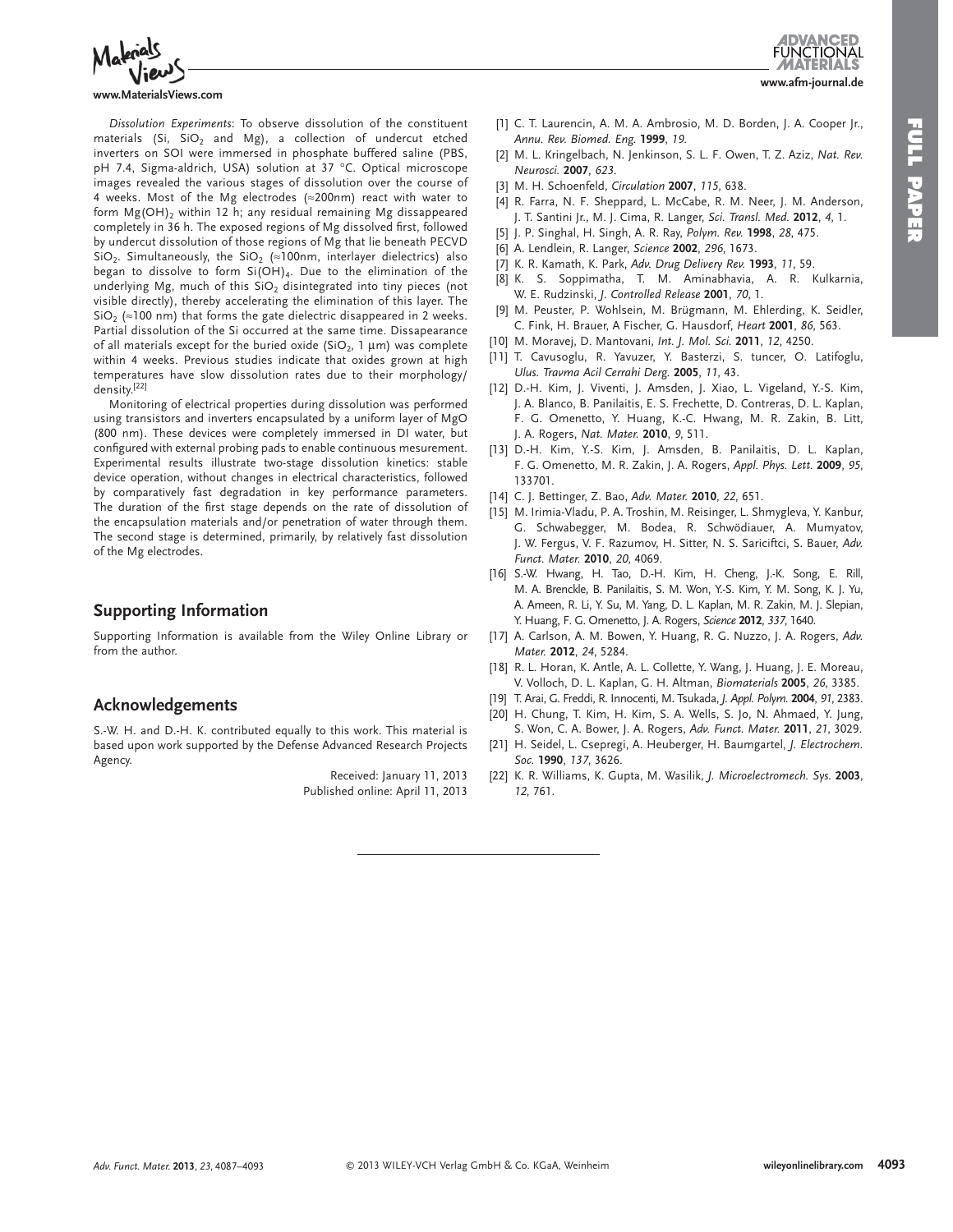*Dissolution Experiments*: To observe dissolution of the constituent materials (Si, $SiO_2$ and Mg), a collection of undercut etched inverters on SOI were immersed in phosphate buffered saline (PBS, pH 7.4, Sigma-aldrich, USA) solution at 37 °C. Optical microscope images revealed the various stages of dissolution over the course of 4 weeks. Most of the Mg electrodes (≈200nm) react with water to form $Mg(OH)_2$ within 12 h; any residual remaining Mg dissappeared completely in 36 h. The exposed regions of Mg dissolved first, followed by undercut dissolution of those regions of Mg that lie beneath PECVD $SiO_2$. Simultaneously, the $SiO_2$ (≈100nm, interlayer dielectrics) also began to dissolve to form $Si(OH)_4$. Due to the elimination of the underlying Mg, much of this $SiO_2$ disintegrated into tiny pieces (not visible directly), thereby accelerating the elimination of this layer. The $SiO_2$ (≈100 nm) that forms the gate dielectric disappeared in 2 weeks. Partial dissolution of the Si occurred at the same time. Dissapearance of all materials except for the buried oxide ($SiO_2$, 1 µm) was complete within 4 weeks. Previous studies indicate that oxides grown at high temperatures have slow dissolution rates due to their morphology/density.[22]

Monitoring of electrical properties during dissolution was performed using transistors and inverters encapsulated by a uniform layer of MgO (800 nm). These devices were completely immersed in DI water, but configured with external probing pads to enable continuous mesurement. Experimental results illustrate two-stage dissolution kinetics: stable device operation, without changes in electrical characteristics, followed by comparatively fast degradation in key performance parameters. The duration of the first stage depends on the rate of dissolution of the encapsulation materials and/or penetration of water through them. The second stage is determined, primarily, by relatively fast dissolution of the Mg electrodes.

## Supporting Information

Supporting Information is available from the Wiley Online Library or from the author.

## Acknowledgements

S.-W. H. and D.-H. K. contributed equally to this work. This material is based upon work supported by the Defense Advanced Research Projects Agency.

Received: January 11, 2013
Published online: April 11, 2013

[1] C. T. Laurencin, A. M. A. Ambrosio, M. D. Borden, J. A. Cooper Jr., *Annu. Rev. Biomed. Eng.* **1999**, *19*.

[2] M. L. Kringelbach, N. Jenkinson, S. L. F. Owen, T. Z. Aziz, *Nat. Rev. Neurosci.* **2007**, *623*.

[3] M. H. Schoenfeld, *Circulation* **2007**, *115*, 638.

[4] R. Farra, N. F. Sheppard, L. McCabe, R. M. Neer, J. M. Anderson, J. T. Santini Jr., M. J. Cima, R. Langer, *Sci. Transl. Med.* **2012**, *4*, 1.

[5] J. P. Singhal, H. Singh, A. R. Ray, *Polym. Rev.* **1998**, *28*, 475.

[6] A. Lendlein, R. Langer, *Science* **2002**, *296*, 1673.

[7] K. R. Kamath, K. Park, *Adv. Drug Delivery Rev.* **1993**, *11*, 59.

[8] K. S. Soppimatha, T. M. Aminabhavia, A. R. Kulkarnia, W. E. Rudzinski, *J. Controlled Release* **2001**, *70*, 1.

[9] M. Peuster, P. Wohlsein, M. Brügmann, M. Ehlerding, K. Seidler, C. Fink, H. Brauer, A Fischer, G. Hausdorf, *Heart* **2001**, *86*, 563.

[10] M. Moravej, D. Mantovani, *Int. J. Mol. Sci.* **2011**, *12*, 4250.

[11] T. Cavusoglu, R. Yavuzer, Y. Basterzi, S. tuncer, O. Latifoglu, *Ulus. Travma Acil Cerrahi Derg.* **2005**, *11*, 43.

[12] D.-H. Kim, J. Viventi, J. Amsden, J. Xiao, L. Vigeland, Y.-S. Kim, J. A. Blanco, B. Panilaitis, E. S. Frechette, D. Contreras, D. L. Kaplan, F. G. Omenetto, Y. Huang, K.-C. Hwang, M. R. Zakin, B. Litt, J. A. Rogers, *Nat. Mater.* **2010**, *9*, 511.

[13] D.-H. Kim, Y.-S. Kim, J. Amsden, B. Panilaitis, D. L. Kaplan, F. G. Omenetto, M. R. Zakin, J. A. Rogers, *Appl. Phys. Lett.* **2009**, *95*, 133701.

[14] C. J. Bettinger, Z. Bao, *Adv. Mater.* **2010**, *22*, 651.

[15] M. Irimia-Vladu, P. A. Troshin, M. Reisinger, L. Shmygleva, Y. Kanbur, G. Schwabegger, M. Bodea, R. Schwödiauer, A. Mumyatov, J. W. Fergus, V. F. Razumov, H. Sitter, N. S. Sariciftci, S. Bauer, *Adv. Funct. Mater.* **2010**, *20*, 4069.

[16] S.-W. Hwang, H. Tao, D.-H. Kim, H. Cheng, J.-K. Song, E. Rill, M. A. Brenckle, B. Panilaitis, S. M. Won, Y.-S. Kim, Y. M. Song, K. J. Yu, A. Ameen, R. Li, Y. Su, M. Yang, D. L. Kaplan, M. R. Zakin, M. J. Slepian, Y. Huang, F. G. Omenetto, J. A. Rogers, *Science* **2012**, *337*, 1640.

[17] A. Carlson, A. M. Bowen, Y. Huang, R. G. Nuzzo, J. A. Rogers, *Adv. Mater.* **2012**, *24*, 5284.

[18] R. L. Horan, K. Antle, A. L. Collette, Y. Wang, J. Huang, J. E. Moreau, V. Volloch, D. L. Kaplan, G. H. Altman, *Biomaterials* **2005**, *26*, 3385.

[19] T. Arai, G. Freddi, R. Innocenti, M. Tsukada, *J. Appl. Polym.* **2004**, *91*, 2383.

[20] H. Chung, T. Kim, H. Kim, S. A. Wells, S. Jo, N. Ahmaed, Y. Jung, S. Won, C. A. Bower, J. A. Rogers, *Adv. Funct. Mater.* **2011**, *21*, 3029.

[21] H. Seidel, L. Csepregi, A. Heuberger, H. Baumgartel, *J. Electrochem. Soc.* **1990**, *137*, 3626.

[22] K. R. Williams, K. Gupta, M. Wasilik, *J. Microelectromech. Sys.* **2003**, *12*, 761.